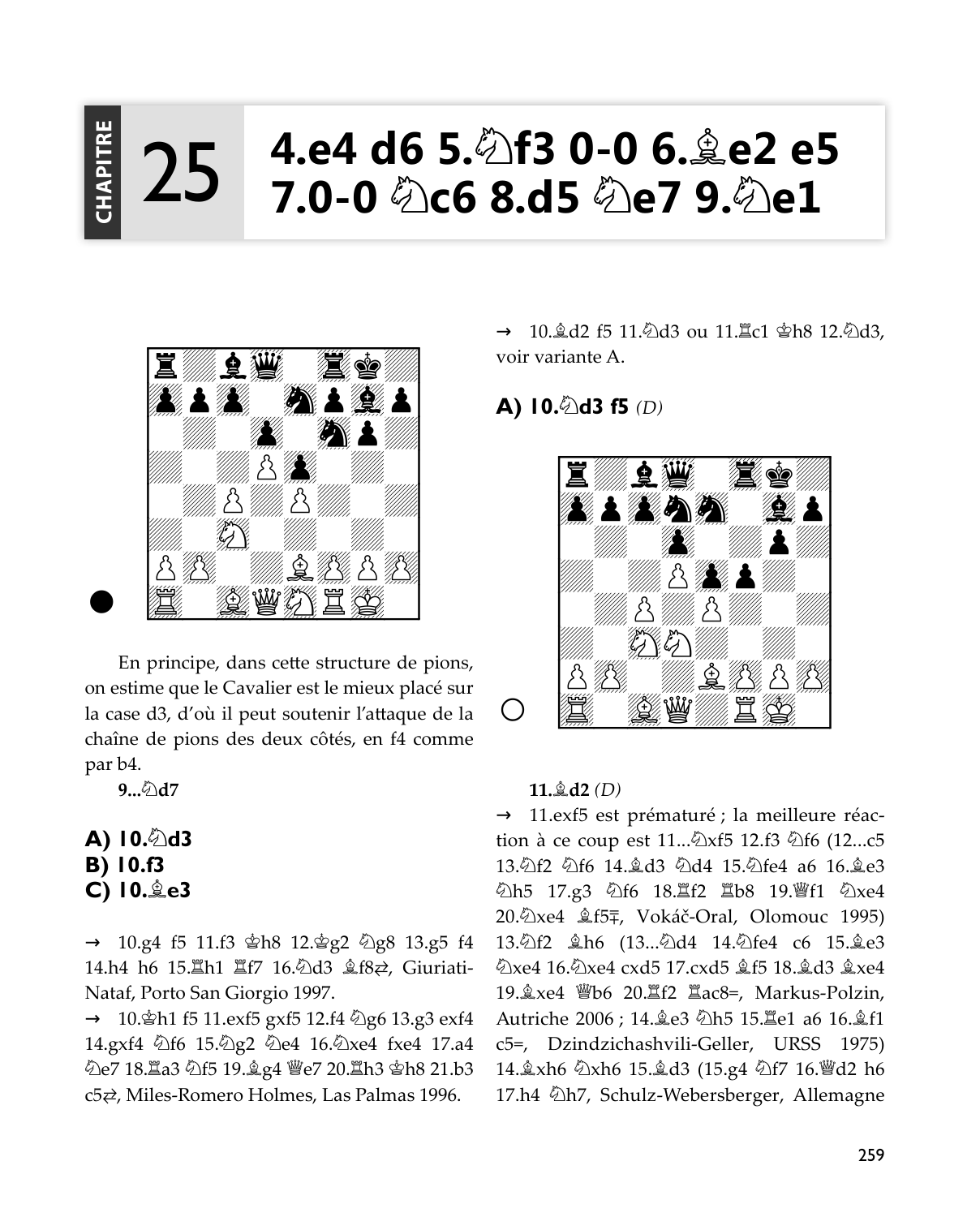# CHAPITRE 25 — 4.e4 d6 5.♘f3 0-0 6.♗e2 e5 7.0-0 ♘c6 8.d5 ♘e7 9.♘e1

En principe, dans cette structure de pions, on estime que le Cavalier est le mieux placé sur la case d3, d'où il peut soutenir l'attaque de la chaîne de pions des deux côtés, en f4 comme par b4.

**9...♘d7**

**A) 10.♘d3**
**B) 10.f3**
**C) 10.♗e3**

→ 10.g4 f5 11.f3 ♔h8 12.♔g2 ♘g8 13.g5 f4 14.h4 h6 15.♖h1 ♖f7 16.♘d3 ♗f8⇄, Giuriati-Nataf, Porto San Giorgio 1997.

→ 10.♔h1 f5 11.exf5 gxf5 12.f4 ♘g6 13.g3 exf4 14.gxf4 ♘f6 15.♘g2 ♘e4 16.♘xe4 fxe4 17.a4 ♘e7 18.♖a3 ♘f5 19.♗g4 ♕e7 20.♖h3 ♔h8 21.b3 c5⇄, Miles-Romero Holmes, Las Palmas 1996.

→ 10.♗d2 f5 11.♘d3 ou 11.♖c1 ♔h8 12.♘d3, voir variante A.

## A) 10.♘d3 f5 *(D)*

**11.♗d2** *(D)*

→ 11.exf5 est prématuré ; la meilleure réaction à ce coup est 11...♘xf5 12.f3 ♘f6 (12...c5 13.♘f2 ♘f6 14.♗d3 ♘d4 15.♘fe4 a6 16.♗e3 ♘h5 17.g3 ♘f6 18.♖f2 ♖b8 19.♕f1 ♘xe4 20.♘xe4 ♗f5∓, Vokáč-Oral, Olomouc 1995) 13.♘f2 ♗h6 (13...♘d4 14.♘fe4 c6 15.♗e3 ♘xe4 16.♘xe4 cxd5 17.cxd5 ♗f5 18.♗d3 ♗xe4 19.♗xe4 ♕b6 20.♖f2 ♖ac8=, Markus-Polzin, Autriche 2006 ; 14.♗e3 ♘h5 15.♖e1 a6 16.♗f1 c5=, Dzindzichashvili-Geller, URSS 1975) 14.♗xh6 ♘xh6 15.♗d3 (15.g4 ♘f7 16.♕d2 h6 17.h4 ♘h7, Schulz-Webersberger, Allemagne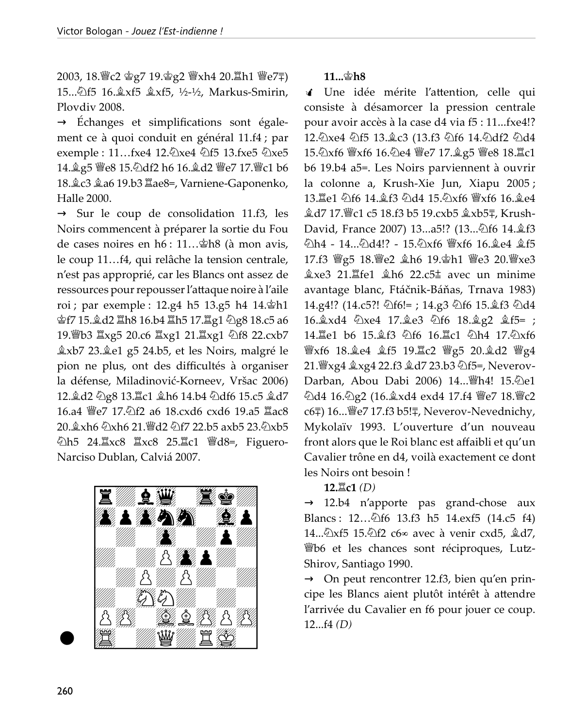2003, 18.♕c2 ♔g7 19.♔g2 ♕xh4 20.♖h1 ♕e7∓) 15...♘f5 16.♗xf5 ♗xf5, ½-½, Markus-Smirin, Plovdiv 2008.

→ Échanges et simplifications sont également ce à quoi conduit en général 11.f4 ; par exemple : 11…fxe4 12.♘xe4 ♘f5 13.fxe5 ♘xe5 14.♗g5 ♕e8 15.♘df2 h6 16.♗d2 ♕e7 17.♕c1 b6 18.♗c3 ♗a6 19.b3 ♖ae8=, Varniene-Gaponenko, Halle 2000.

→ Sur le coup de consolidation 11.f3, les Noirs commencent à préparer la sortie du Fou de cases noires en h6 : 11…♔h8 (à mon avis, le coup 11…f4, qui relâche la tension centrale, n'est pas approprié, car les Blancs ont assez de ressources pour repousser l'attaque noire à l'aile roi ; par exemple : 12.g4 h5 13.g5 h4 14.♔h1 ♔f7 15.♗d2 ♖h8 16.b4 ♖h5 17.♖g1 ♘g8 18.c5 a6 19.♕b3 ♖xg5 20.c6 ♖xg1 21.♖xg1 ♘f8 22.cxb7 ♗xb7 23.♗e1 g5 24.b5, et les Noirs, malgré le pion ne plus, ont des difficultés à organiser la défense, Miladinović-Korneev, Vršac 2006) 12.♗d2 ♘g8 13.♖c1 ♗h6 14.b4 ♘df6 15.c5 ♗d7 16.a4 ♕e7 17.♘f2 a6 18.cxd6 cxd6 19.a5 ♖ac8 20.♗xh6 ♘xh6 21.♕d2 ♘f7 22.b5 axb5 23.♘xb5 ♘h5 24.♖xc8 ♖xc8 25.♖c1 ♕d8=, Figuero-Narciso Dublan, Calviá 2007.

**11...♔h8**

Une idée mérite l'attention, celle qui consiste à désamorcer la pression centrale pour avoir accès à la case d4 via f5 : 11...fxe4!? 12.♘xe4 ♘f5 13.♗c3 (13.f3 ♘f6 14.♘df2 ♘d4 15.♘xf6 ♕xf6 16.♘e4 ♕e7 17.♗g5 ♕e8 18.♖c1 b6 19.b4 a5=. Les Noirs parviennent à ouvrir la colonne a, Krush-Xie Jun, Xiapu 2005 ; 13.♖e1 ♘f6 14.♗f3 ♘d4 15.♘xf6 ♕xf6 16.♗e4 ♗d7 17.♕c1 c5 18.f3 b5 19.cxb5 ♗xb5∓, Krush-David, France 2007) 13...a5!? (13...♘f6 14.♗f3 ♘h4 - 14...♘d4!? - 15.♘xf6 ♕xf6 16.♗e4 ♗f5 17.f3 ♕g5 18.♕e2 ♗h6 19.♔h1 ♕e3 20.♕xe3 ♗xe3 21.♖fe1 ♗h6 22.c5± avec un minime avantage blanc, Ftáčnik-Báňas, Trnava 1983) 14.g4!? (14.c5?! ♘f6!= ; 14.g3 ♘f6 15.♗f3 ♘d4 16.♗xd4 ♘xe4 17.♗e3 ♘f6 18.♗g2 ♗f5= ; 14.♖e1 b6 15.♗f3 ♘f6 16.♖c1 ♘h4 17.♘xf6 ♕xf6 18.♗e4 ♗f5 19.♖c2 ♕g5 20.♗d2 ♕g4 21.♕xg4 ♗xg4 22.f3 ♗d7 23.b3 ♘f5=, Neverov-Darban, Abou Dabi 2006) 14...♕h4! 15.♘e1 ♘d4 16.♘g2 (16.♗xd4 exd4 17.f4 ♕e7 18.♕c2 c6∓) 16...♕e7 17.f3 b5!∓, Neverov-Nevednichy, Mykolaïv 1993. L'ouverture d'un nouveau front alors que le Roi blanc est affaibli et qu'un Cavalier trône en d4, voilà exactement ce dont les Noirs ont besoin !

**12.♖c1** *(D)*

→ 12.b4 n'apporte pas grand-chose aux Blancs : 12…♘f6 13.f3 h5 14.exf5 (14.c5 f4) 14...♘xf5 15.♘f2 c6∞ avec à venir cxd5, ♗d7, ♕b6 et les chances sont réciproques, Lutz-Shirov, Santiago 1990.

→ On peut rencontrer 12.f3, bien qu'en principe les Blancs aient plutôt intérêt à attendre l'arrivée du Cavalier en f6 pour jouer ce coup. 12...f4 *(D)*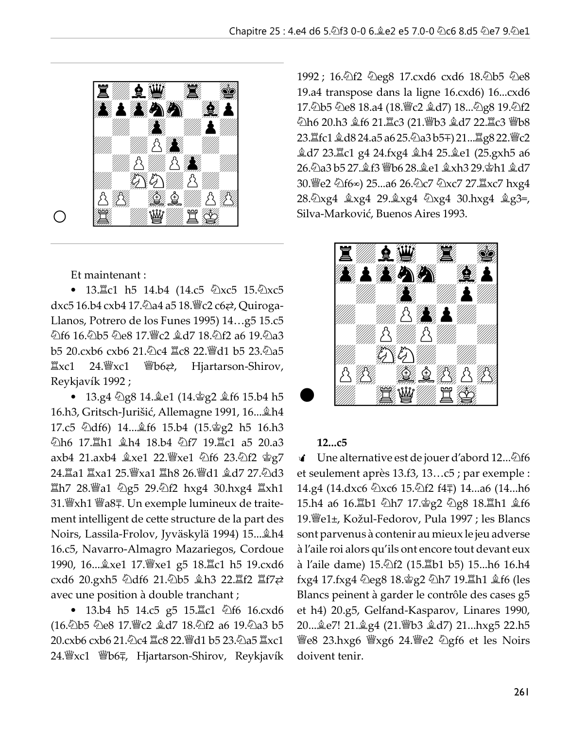Et maintenant :

- 13.♖c1 h5 14.b4 (14.c5 ♘xc5 15.♘xc5 dxc5 16.b4 cxb4 17.♘a4 a5 18.♕c2 c6⇄, Quiroga-Llanos, Potrero de los Funes 1995) 14…g5 15.c5 ♘f6 16.♘b5 ♘e8 17.♕c2 ♗d7 18.♘f2 a6 19.♘a3 b5 20.cxb6 cxb6 21.♘c4 ♖c8 22.♕d1 b5 23.♘a5 ♖xc1 24.♕xc1 ♕b6⇄, Hjartarson-Shirov, Reykjavík 1992 ;
- 13.g4 ♘g8 14.♗e1 (14.♔g2 ♗f6 15.b4 h5 16.h3, Gritsch-Jurišić, Allemagne 1991, 16...♗h4 17.c5 ♘df6) 14...♗f6 15.b4 (15.♔g2 h5 16.h3 ♘h6 17.♖h1 ♗h4 18.b4 ♘f7 19.♖c1 a5 20.a3 axb4 21.axb4 ♗xe1 22.♕xe1 ♘f6 23.♘f2 ♔g7 24.♖a1 ♖xa1 25.♕xa1 ♖h8 26.♕d1 ♗d7 27.♘d3 ♖h7 28.♕a1 ♘g5 29.♘f2 hxg4 30.hxg4 ♖xh1 31.♕xh1 ♕a8∓. Un exemple lumineux de traitement intelligent de cette structure de la part des Noirs, Lassila-Frolov, Jyväskylä 1994) 15...♗h4 16.c5, Navarro-Almagro Mazariegos, Cordoue 1990, 16...♗xe1 17.♕xe1 g5 18.♖c1 h5 19.cxd6 cxd6 20.gxh5 ♘df6 21.♘b5 ♗h3 22.♖f2 ♖f7⇄ avec une position à double tranchant ;
- 13.b4 h5 14.c5 g5 15.♖c1 ♘f6 16.cxd6 (16.♘b5 ♘e8 17.♕c2 ♗d7 18.♘f2 a6 19.♘a3 b5 20.cxb6 cxb6 21.♘c4 ♖c8 22.♕d1 b5 23.♘a5 ♖xc1 24.♕xc1 ♕b6∓, Hjartarson-Shirov, Reykjavík 1992 ; 16.♘f2 ♘eg8 17.cxd6 cxd6 18.♘b5 ♘e8 19.a4 transpose dans la ligne 16.cxd6) 16...cxd6 17.♘b5 ♘e8 18.a4 (18.♕c2 ♗d7) 18...♘g8 19.♘f2 ♘h6 20.h3 ♗f6 21.♖c3 (21.♕b3 ♗d7 22.♖c3 ♕b8 23.♖fc1 ♗d8 24.a5 a6 25.♘a3 b5∓) 21...♖g8 22.♕c2 ♗d7 23.♖c1 g4 24.fxg4 ♗h4 25.♗e1 (25.gxh5 a6 26.♘a3 b5 27.♗f3 ♕b6 28.♗e1 ♗xh3 29.♔h1 ♗d7 30.♕e2 ♘f6∞) 25...a6 26.♘c7 ♘xc7 27.♖xc7 hxg4 28.♘xg4 ♗xg4 29.♗xg4 ♘xg4 30.hxg4 ♗g3=, Silva-Marković, Buenos Aires 1993.

**12...c5**

Une alternative est de jouer d'abord 12...♘f6 et seulement après 13.f3, 13…c5 ; par exemple : 14.g4 (14.dxc6 ♘xc6 15.♘f2 f4∓) 14...a6 (14...h6 15.h4 a6 16.♖b1 ♘h7 17.♔g2 ♘g8 18.♖h1 ♗f6 19.♕e1±, Kožul-Fedorov, Pula 1997 ; les Blancs sont parvenus à contenir au mieux le jeu adverse à l'aile roi alors qu'ils ont encore tout devant eux à l'aile dame) 15.♘f2 (15.♖b1 b5) 15...h6 16.h4 fxg4 17.fxg4 ♘eg8 18.♔g2 ♘h7 19.♖h1 ♗f6 (les Blancs peinent à garder le contrôle des cases g5 et h4) 20.g5, Gelfand-Kasparov, Linares 1990, 20...♗e7! 21.♗g4 (21.♕b3 ♗d7) 21...hxg5 22.h5 ♕e8 23.hxg6 ♕xg6 24.♕e2 ♘gf6 et les Noirs doivent tenir.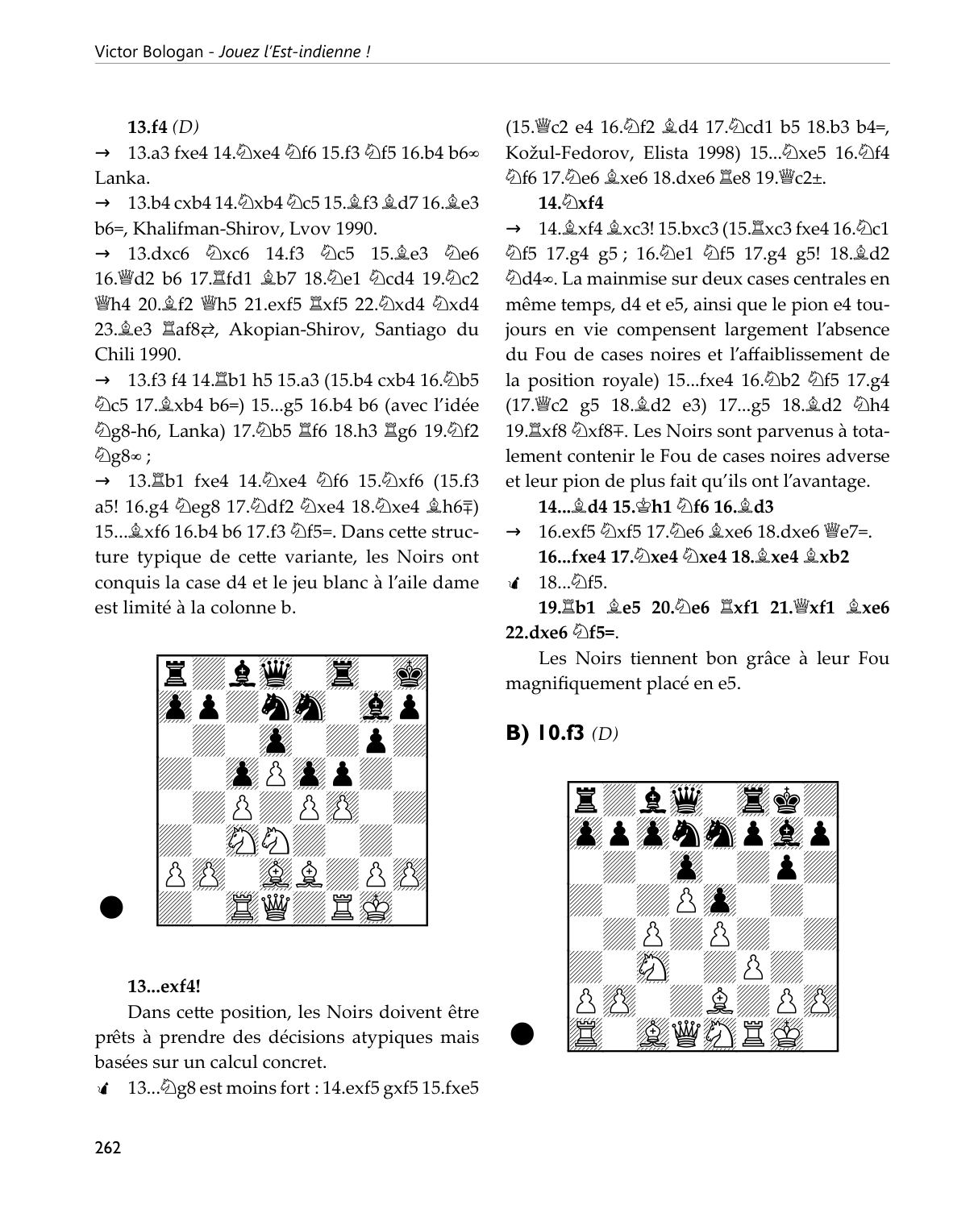**13.f4** *(D)*

→ 13.a3 fxe4 14.♘xe4 ♘f6 15.f3 ♘f5 16.b4 b6∞ Lanka.

→ 13.b4 cxb4 14.♘xb4 ♘c5 15.♗f3 ♗d7 16.♗e3 b6=, Khalifman-Shirov, Lvov 1990.

→ 13.dxc6 ♘xc6 14.f3 ♘c5 15.♗e3 ♘e6 16.♕d2 b6 17.♖fd1 ♗b7 18.♘e1 ♘cd4 19.♘c2 ♕h4 20.♗f2 ♕h5 21.exf5 ♖xf5 22.♘xd4 ♘xd4 23.♗e3 ♖af8⇄, Akopian-Shirov, Santiago du Chili 1990.

→ 13.f3 f4 14.♖b1 h5 15.a3 (15.b4 cxb4 16.♘b5 ♘c5 17.♗xb4 b6=) 15...g5 16.b4 b6 (avec l'idée ♘g8-h6, Lanka) 17.♘b5 ♖f6 18.h3 ♖g6 19.♘f2 ♘g8∞ ;

→ 13.♖b1 fxe4 14.♘xe4 ♘f6 15.♘xf6 (15.f3 a5! 16.g4 ♘eg8 17.♘df2 ♘xe4 18.♘xe4 ♗h6∓) 15...♗xf6 16.b4 b6 17.f3 ♘f5=. Dans cette structure typique de cette variante, les Noirs ont conquis la case d4 et le jeu blanc à l'aile dame est limité à la colonne b.

**13...exf4!**

Dans cette position, les Noirs doivent être prêts à prendre des décisions atypiques mais basées sur un calcul concret.

13...♘g8 est moins fort : 14.exf5 gxf5 15.fxe5 (15.♕c2 e4 16.♘f2 ♗d4 17.♘cd1 b5 18.b3 b4=, Kožul-Fedorov, Elista 1998) 15...♘xe5 16.♘f4 ♘f6 17.♘e6 ♗xe6 18.dxe6 ♖e8 19.♕c2±.

**14.♘xf4**

→ 14.♗xf4 ♗xc3! 15.bxc3 (15.♖xc3 fxe4 16.♘c1 ♘f5 17.g4 g5 ; 16.♘e1 ♘f5 17.g4 g5! 18.♗d2 ♘d4∞. La mainmise sur deux cases centrales en même temps, d4 et e5, ainsi que le pion e4 toujours en vie compensent largement l'absence du Fou de cases noires et l'affaiblissement de la position royale) 15...fxe4 16.♘b2 ♘f5 17.g4 (17.♕c2 g5 18.♗d2 e3) 17...g5 18.♗d2 ♘h4 19.♖xf8 ♘xf8∓. Les Noirs sont parvenus à totalement contenir le Fou de cases noires adverse et leur pion de plus fait qu'ils ont l'avantage.

**14...♗d4 15.♔h1 ♘f6 16.♗d3**

→ 16.exf5 ♘xf5 17.♘e6 ♗xe6 18.dxe6 ♕e7=.

**16...fxe4 17.♘xe4 ♘xe4 18.♗xe4 ♗xb2**

18...♘f5.

**19.♖b1 ♗e5 20.♘e6 ♖xf1 21.♕xf1 ♗xe6 22.dxe6 ♘f5=.**

Les Noirs tiennent bon grâce à leur Fou magnifiquement placé en e5.

## B) 10.f3 *(D)*